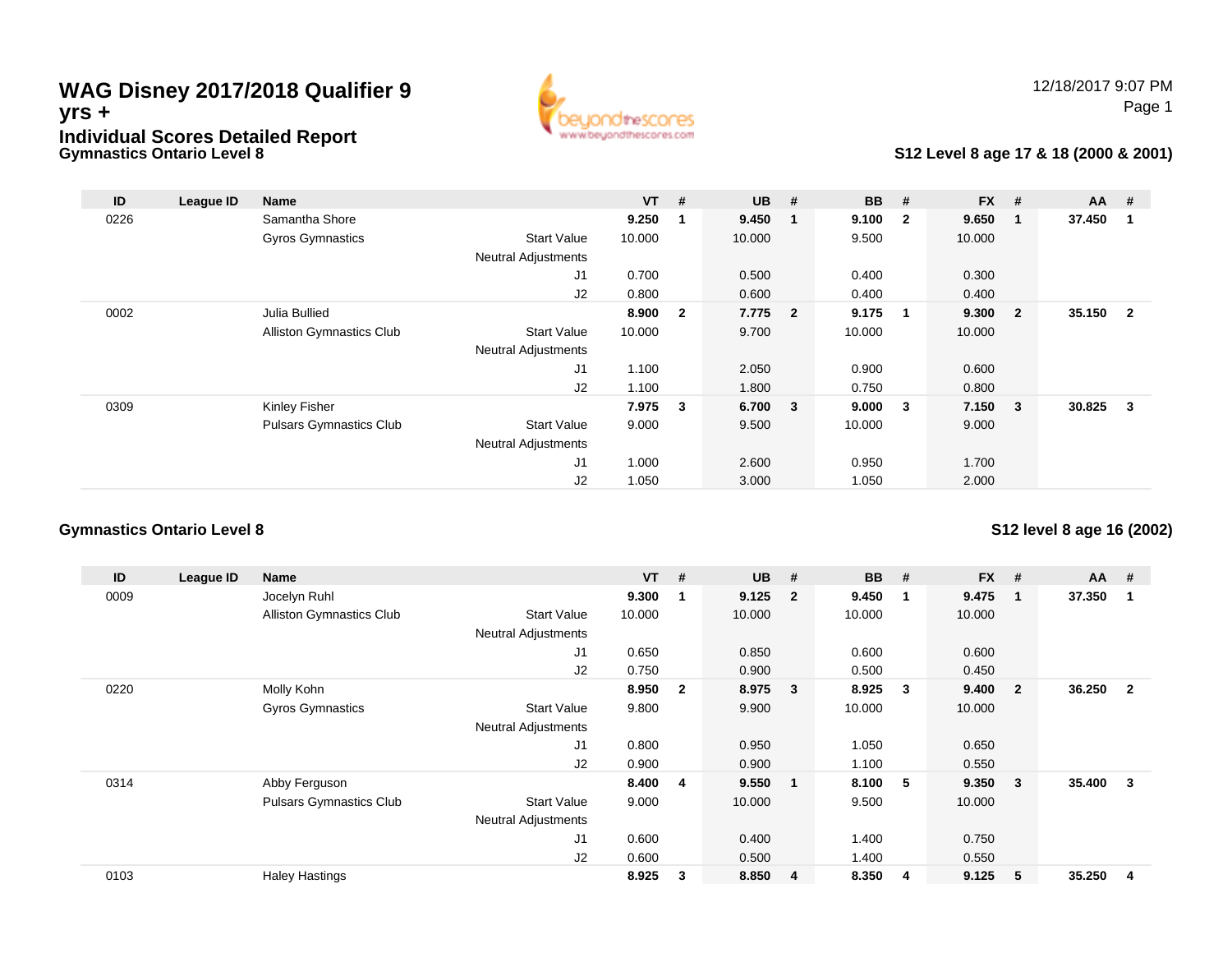# WAG Disney 2017/2018 Qualifier 9 yrs +

## Individual Scores Detailed Report

12/18/2017 9:07 PM

### Gymnastics Ontario Level 8

### S12 Level 8 age 17 & 18 (2000 & 2001)

| ID | League ID | Name | | VT | # | UB | # | BB | # | FX | # | AA | # |
|---|---|---|---|---|---|---|---|---|---|---|---|---|---|
| 0226 | | Samantha Shore | | **9.250** | **1** | **9.450** | **1** | **9.100** | **2** | **9.650** | **1** | **37.450** | **1** |
| | | Gyros Gymnastics | Start Value | 10.000 | | 10.000 | | 9.500 | | 10.000 | | | |
| | | | Neutral Adjustments | | | | | | | | | | |
| | | | J1 | 0.700 | | 0.500 | | 0.400 | | 0.300 | | | |
| | | | J2 | 0.800 | | 0.600 | | 0.400 | | 0.400 | | | |
| 0002 | | Julia Bullied | | **8.900** | **2** | **7.775** | **2** | **9.175** | **1** | **9.300** | **2** | **35.150** | **2** |
| | | Alliston Gymnastics Club | Start Value | 10.000 | | 9.700 | | 10.000 | | 10.000 | | | |
| | | | Neutral Adjustments | | | | | | | | | | |
| | | | J1 | 1.100 | | 2.050 | | 0.900 | | 0.600 | | | |
| | | | J2 | 1.100 | | 1.800 | | 0.750 | | 0.800 | | | |
| 0309 | | Kinley Fisher | | **7.975** | **3** | **6.700** | **3** | **9.000** | **3** | **7.150** | **3** | **30.825** | **3** |
| | | Pulsars Gymnastics Club | Start Value | 9.000 | | 9.500 | | 10.000 | | 9.000 | | | |
| | | | Neutral Adjustments | | | | | | | | | | |
| | | | J1 | 1.000 | | 2.600 | | 0.950 | | 1.700 | | | |
| | | | J2 | 1.050 | | 3.000 | | 1.050 | | 2.000 | | | |

### Gymnastics Ontario Level 8

### S12 level 8 age 16 (2002)

| ID | League ID | Name | | VT | # | UB | # | BB | # | FX | # | AA | # |
|---|---|---|---|---|---|---|---|---|---|---|---|---|---|
| 0009 | | Jocelyn Ruhl | | **9.300** | **1** | **9.125** | **2** | **9.450** | **1** | **9.475** | **1** | **37.350** | **1** |
| | | Alliston Gymnastics Club | Start Value | 10.000 | | 10.000 | | 10.000 | | 10.000 | | | |
| | | | Neutral Adjustments | | | | | | | | | | |
| | | | J1 | 0.650 | | 0.850 | | 0.600 | | 0.600 | | | |
| | | | J2 | 0.750 | | 0.900 | | 0.500 | | 0.450 | | | |
| 0220 | | Molly Kohn | | **8.950** | **2** | **8.975** | **3** | **8.925** | **3** | **9.400** | **2** | **36.250** | **2** |
| | | Gyros Gymnastics | Start Value | 9.800 | | 9.900 | | 10.000 | | 10.000 | | | |
| | | | Neutral Adjustments | | | | | | | | | | |
| | | | J1 | 0.800 | | 0.950 | | 1.050 | | 0.650 | | | |
| | | | J2 | 0.900 | | 0.900 | | 1.100 | | 0.550 | | | |
| 0314 | | Abby Ferguson | | **8.400** | **4** | **9.550** | **1** | **8.100** | **5** | **9.350** | **3** | **35.400** | **3** |
| | | Pulsars Gymnastics Club | Start Value | 9.000 | | 10.000 | | 9.500 | | 10.000 | | | |
| | | | Neutral Adjustments | | | | | | | | | | |
| | | | J1 | 0.600 | | 0.400 | | 1.400 | | 0.750 | | | |
| | | | J2 | 0.600 | | 0.500 | | 1.400 | | 0.550 | | | |
| 0103 | | Haley Hastings | | **8.925** | **3** | **8.850** | **4** | **8.350** | **4** | **9.125** | **5** | **35.250** | **4** |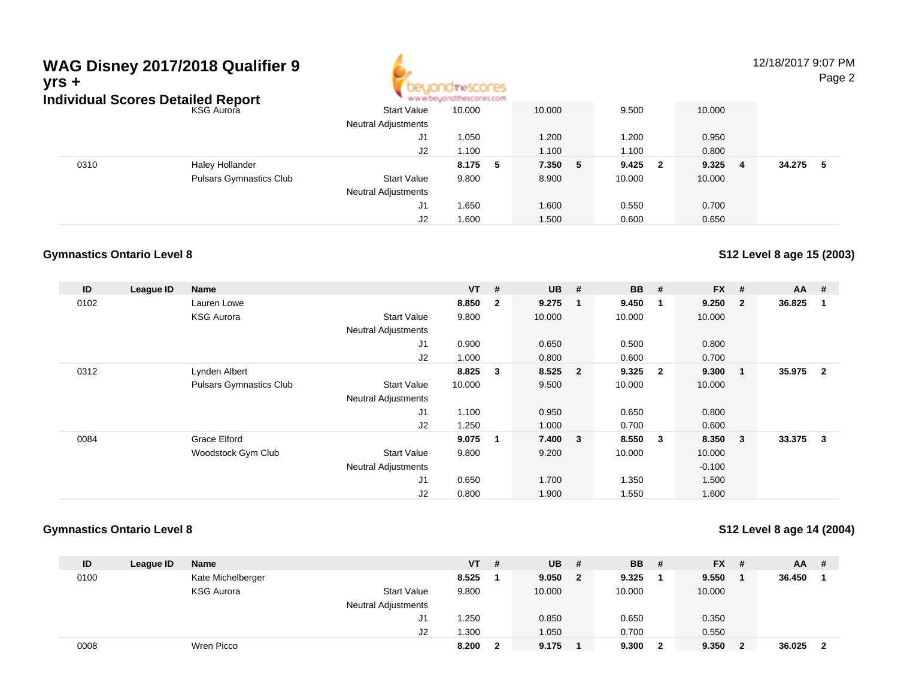# WAG Disney 2017/2018 Qualifier 9 yrs +

## Individual Scores Detailed Report

| ID | League ID | Name | | VT | # | UB | # | BB | # | FX | # | AA | # |
|---|---|---|---|---|---|---|---|---|---|---|---|---|---|
| | | KSG Aurora | Start Value | 10.000 | | 10.000 | | 9.500 | | 10.000 | | | |
| | | | Neutral Adjustments | | | | | | | | | | |
| | | | J1 | 1.050 | | 1.200 | | 1.200 | | 0.950 | | | |
| | | | J2 | 1.100 | | 1.100 | | 1.100 | | 0.800 | | | |
| 0310 | | Haley Hollander | | **8.175** | **5** | **7.350** | **5** | **9.425** | **2** | **9.325** | **4** | **34.275** | **5** |
| | | Pulsars Gymnastics Club | Start Value | 9.800 | | 8.900 | | 10.000 | | 10.000 | | | |
| | | | Neutral Adjustments | | | | | | | | | | |
| | | | J1 | 1.650 | | 1.600 | | 0.550 | | 0.700 | | | |
| | | | J2 | 1.600 | | 1.500 | | 0.600 | | 0.650 | | | |

### Gymnastics Ontario Level 8

### S12 Level 8 age 15 (2003)

| ID | League ID | Name | | VT | # | UB | # | BB | # | FX | # | AA | # |
|---|---|---|---|---|---|---|---|---|---|---|---|---|---|
| 0102 | | Lauren Lowe | | **8.850** | **2** | **9.275** | **1** | **9.450** | **1** | **9.250** | **2** | **36.825** | **1** |
| | | KSG Aurora | Start Value | 9.800 | | 10.000 | | 10.000 | | 10.000 | | | |
| | | | Neutral Adjustments | | | | | | | | | | |
| | | | J1 | 0.900 | | 0.650 | | 0.500 | | 0.800 | | | |
| | | | J2 | 1.000 | | 0.800 | | 0.600 | | 0.700 | | | |
| 0312 | | Lynden Albert | | **8.825** | **3** | **8.525** | **2** | **9.325** | **2** | **9.300** | **1** | **35.975** | **2** |
| | | Pulsars Gymnastics Club | Start Value | 10.000 | | 9.500 | | 10.000 | | 10.000 | | | |
| | | | Neutral Adjustments | | | | | | | | | | |
| | | | J1 | 1.100 | | 0.950 | | 0.650 | | 0.800 | | | |
| | | | J2 | 1.250 | | 1.000 | | 0.700 | | 0.600 | | | |
| 0084 | | Grace Elford | | **9.075** | **1** | **7.400** | **3** | **8.550** | **3** | **8.350** | **3** | **33.375** | **3** |
| | | Woodstock Gym Club | Start Value | 9.800 | | 9.200 | | 10.000 | | 10.000 | | | |
| | | | Neutral Adjustments | | | | | | | -0.100 | | | |
| | | | J1 | 0.650 | | 1.700 | | 1.350 | | 1.500 | | | |
| | | | J2 | 0.800 | | 1.900 | | 1.550 | | 1.600 | | | |

### Gymnastics Ontario Level 8

### S12 Level 8 age 14 (2004)

| ID | League ID | Name | | VT | # | UB | # | BB | # | FX | # | AA | # |
|---|---|---|---|---|---|---|---|---|---|---|---|---|---|
| 0100 | | Kate Michelberger | | **8.525** | **1** | **9.050** | **2** | **9.325** | **1** | **9.550** | **1** | **36.450** | **1** |
| | | KSG Aurora | Start Value | 9.800 | | 10.000 | | 10.000 | | 10.000 | | | |
| | | | Neutral Adjustments | | | | | | | | | | |
| | | | J1 | 1.250 | | 0.850 | | 0.650 | | 0.350 | | | |
| | | | J2 | 1.300 | | 1.050 | | 0.700 | | 0.550 | | | |
| 0008 | | Wren Picco | | **8.200** | **2** | **9.175** | **1** | **9.300** | **2** | **9.350** | **2** | **36.025** | **2** |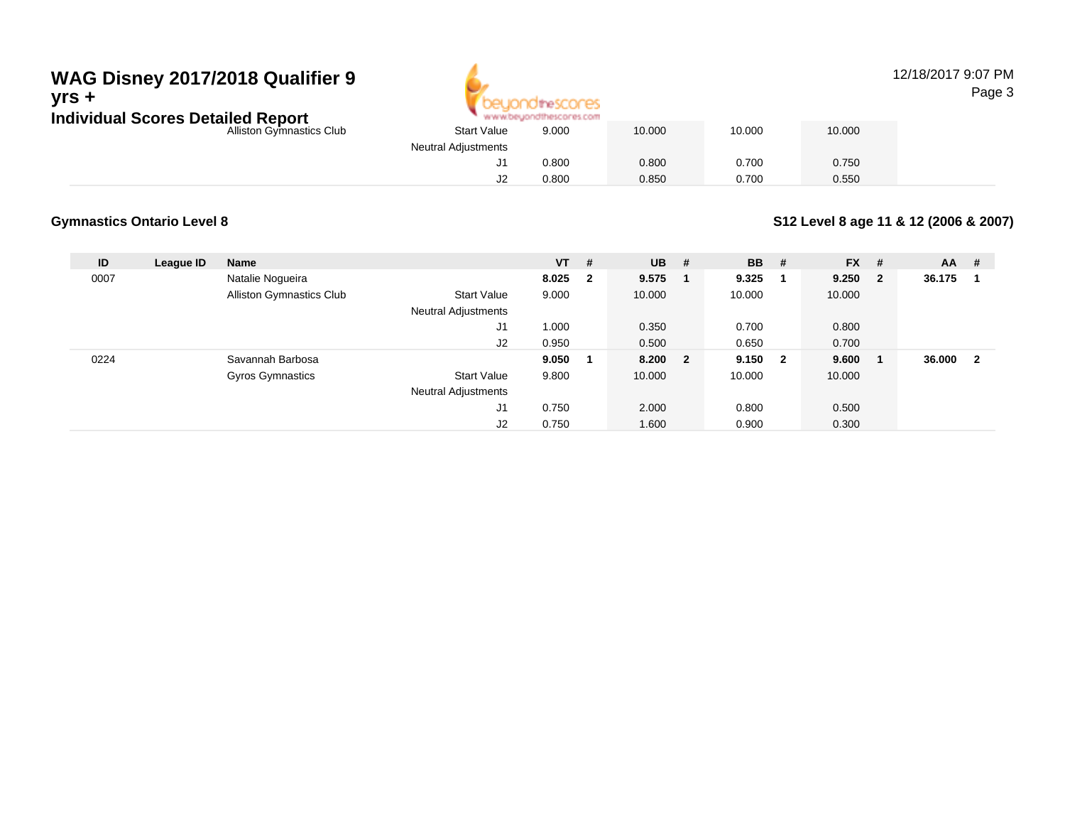# WAG Disney 2017/2018 Qualifier 9 yrs +

## Individual Scores Detailed Report

| | | | | VT | | UB | | BB | | FX | | | |
|---|---|---|---|---|---|---|---|---|---|---|---|---|---|
| | | Alliston Gymnastics Club | Start Value | 9.000 | | 10.000 | | 10.000 | | 10.000 | | | |
| | | | Neutral Adjustments | | | | | | | | | | |
| | | | J1 | 0.800 | | 0.800 | | 0.700 | | 0.750 | | | |
| | | | J2 | 0.800 | | 0.850 | | 0.700 | | 0.550 | | | |

### Gymnastics Ontario Level 8

### S12 Level 8 age 11 & 12 (2006 & 2007)

| ID | League ID | Name | | VT | # | UB | # | BB | # | FX | # | AA | # |
|---|---|---|---|---|---|---|---|---|---|---|---|---|---|
| 0007 | | Natalie Nogueira | | **8.025** | **2** | **9.575** | **1** | **9.325** | **1** | **9.250** | **2** | **36.175** | **1** |
| | | Alliston Gymnastics Club | Start Value | 9.000 | | 10.000 | | 10.000 | | 10.000 | | | |
| | | | Neutral Adjustments | | | | | | | | | | |
| | | | J1 | 1.000 | | 0.350 | | 0.700 | | 0.800 | | | |
| | | | J2 | 0.950 | | 0.500 | | 0.650 | | 0.700 | | | |
| 0224 | | Savannah Barbosa | | **9.050** | **1** | **8.200** | **2** | **9.150** | **2** | **9.600** | **1** | **36.000** | **2** |
| | | Gyros Gymnastics | Start Value | 9.800 | | 10.000 | | 10.000 | | 10.000 | | | |
| | | | Neutral Adjustments | | | | | | | | | | |
| | | | J1 | 0.750 | | 2.000 | | 0.800 | | 0.500 | | | |
| | | | J2 | 0.750 | | 1.600 | | 0.900 | | 0.300 | | | |